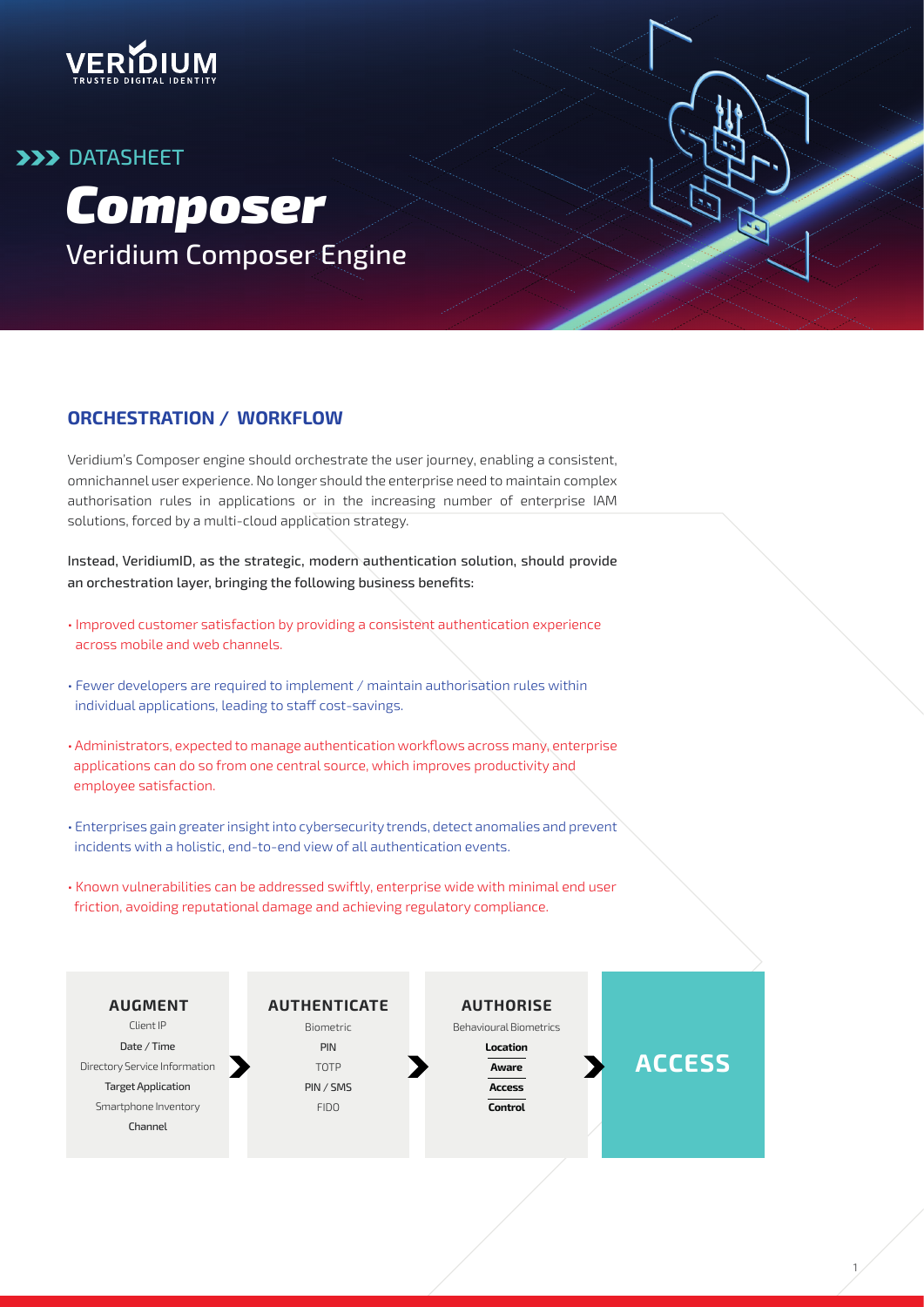VERIDIUM
TRUSTED DIGITAL IDENTITY

DATASHEET

# *Composer*

## Veridium Composer Engine

### ORCHESTRATION / WORKFLOW

Veridium's Composer engine should orchestrate the user journey, enabling a consistent, omnichannel user experience. No longer should the enterprise need to maintain complex authorisation rules in applications or in the increasing number of enterprise IAM solutions, forced by a multi-cloud application strategy.

Instead, VeridiumID, as the strategic, modern authentication solution, should provide an orchestration layer, bringing the following business benefits:

- Improved customer satisfaction by providing a consistent authentication experience across mobile and web channels.
- Fewer developers are required to implement / maintain authorisation rules within individual applications, leading to staff cost-savings.
- Administrators, expected to manage authentication workflows across many, enterprise applications can do so from one central source, which improves productivity and employee satisfaction.
- Enterprises gain greater insight into cybersecurity trends, detect anomalies and prevent incidents with a holistic, end-to-end view of all authentication events.
- Known vulnerabilities can be addressed swiftly, enterprise wide with minimal end user friction, avoiding reputational damage and achieving regulatory compliance.

| AUGMENT | AUTHENTICATE | AUTHORISE | ACCESS |
|---|---|---|---|
| Client IP | Biometric | Behavioural Biometrics | |
| Date / Time | PIN | **Location Aware Access Control** | |
| Directory Service Information | TOTP | | |
| Target Application | PIN / SMS | | |
| Smartphone Inventory | FIDO | | |
| Channel | | | |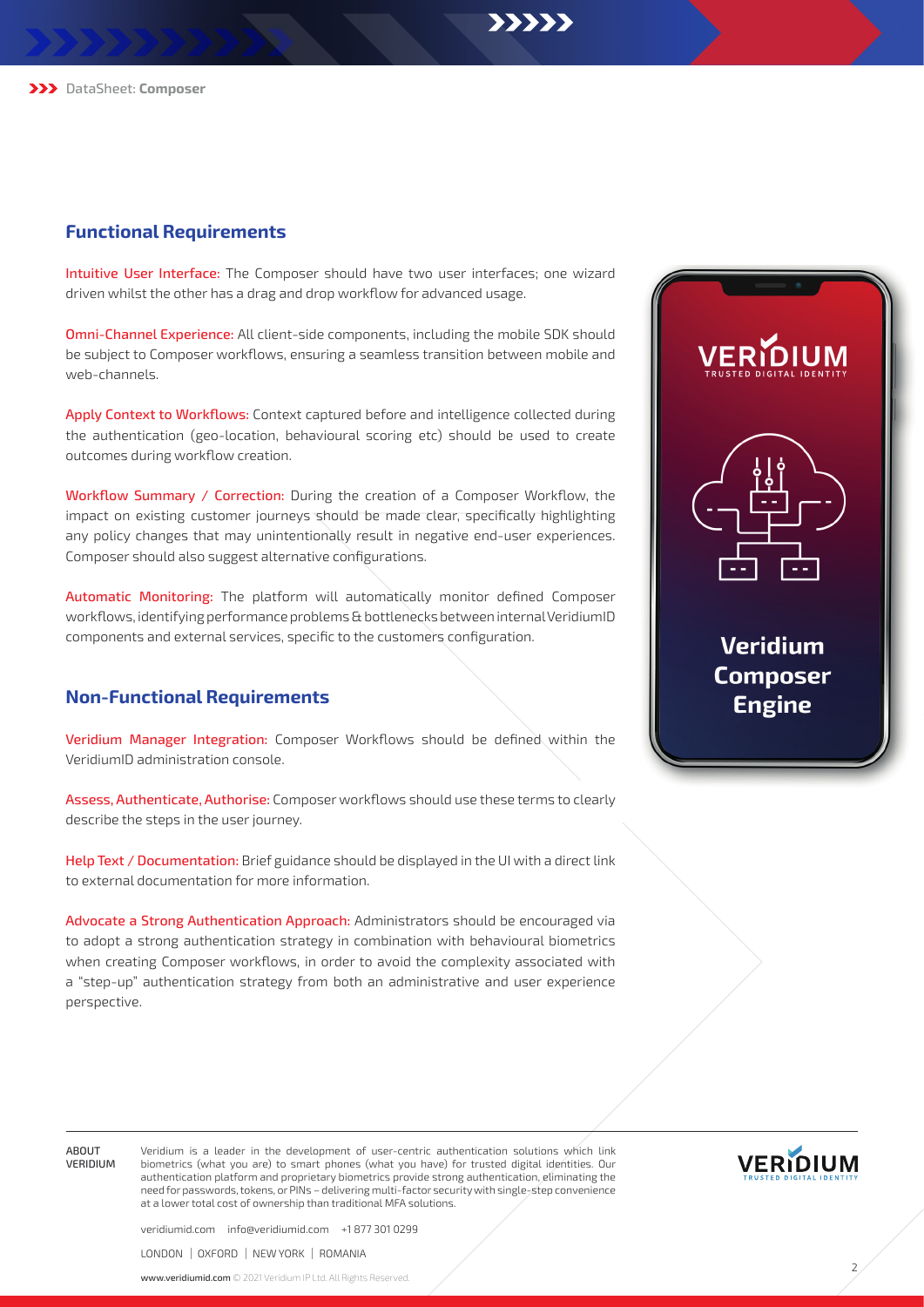## Functional Requirements

**Intuitive User Interface:** The Composer should have two user interfaces; one wizard driven whilst the other has a drag and drop workflow for advanced usage.

**Omni-Channel Experience:** All client-side components, including the mobile SDK should be subject to Composer workflows, ensuring a seamless transition between mobile and web-channels.

**Apply Context to Workflows:** Context captured before and intelligence collected during the authentication (geo-location, behavioural scoring etc) should be used to create outcomes during workflow creation.

**Workflow Summary / Correction:** During the creation of a Composer Workflow, the impact on existing customer journeys should be made clear, specifically highlighting any policy changes that may unintentionally result in negative end-user experiences. Composer should also suggest alternative configurations.

**Automatic Monitoring:** The platform will automatically monitor defined Composer workflows, identifying performance problems & bottlenecks between internal VeridiumID components and external services, specific to the customers configuration.

Veridium Composer Engine

## Non-Functional Requirements

**Veridium Manager Integration:** Composer Workflows should be defined within the VeridiumID administration console.

**Assess, Authenticate, Authorise:** Composer workflows should use these terms to clearly describe the steps in the user journey.

**Help Text / Documentation:** Brief guidance should be displayed in the UI with a direct link to external documentation for more information.

**Advocate a Strong Authentication Approach:** Administrators should be encouraged via to adopt a strong authentication strategy in combination with behavioural biometrics when creating Composer workflows, in order to avoid the complexity associated with a "step-up" authentication strategy from both an administrative and user experience perspective.

---

ABOUT VERIDIUM

Veridium is a leader in the development of user-centric authentication solutions which link biometrics (what you are) to smart phones (what you have) for trusted digital identities. Our authentication platform and proprietary biometrics provide strong authentication, eliminating the need for passwords, tokens, or PINs – delivering multi-factor security with single-step convenience at a lower total cost of ownership than traditional MFA solutions.

veridiumid.com info@veridiumid.com +1 877 301 0299

LONDON | OXFORD | NEW YORK | ROMANIA

www.veridiumid.com © 2021 Veridium IP Ltd. All Rights Reserved.